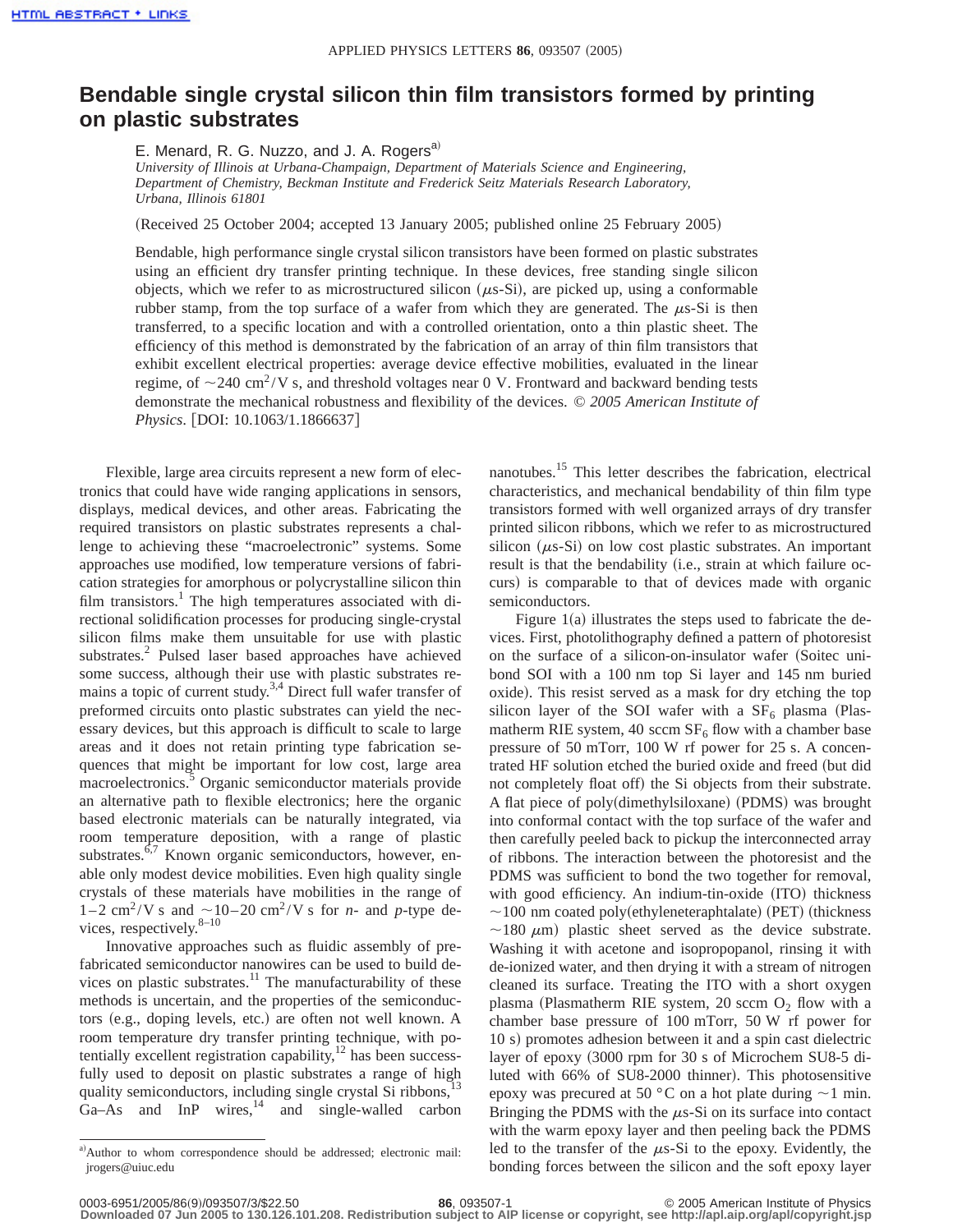# Bendable single crystal silicon thin film transistors formed by printing on plastic substrates

E. Menard, R. G. Nuzzo, and J. A. Rogers[a)]

*University of Illinois at Urbana-Champaign, Department of Materials Science and Engineering, Department of Chemistry, Beckman Institute and Frederick Seitz Materials Research Laboratory, Urbana, Illinois 61801*

(Received 25 October 2004; accepted 13 January 2005; published online 25 February 2005)

Bendable, high performance single crystal silicon transistors have been formed on plastic substrates using an efficient dry transfer printing technique. In these devices, free standing single silicon objects, which we refer to as microstructured silicon ($\mu$s-Si), are picked up, using a conformable rubber stamp, from the top surface of a wafer from which they are generated. The $\mu$s-Si is then transferred, to a specific location and with a controlled orientation, onto a thin plastic sheet. The efficiency of this method is demonstrated by the fabrication of an array of thin film transistors that exhibit excellent electrical properties: average device effective mobilities, evaluated in the linear regime, of ~240 $cm^2/V\,s$, and threshold voltages near 0 V. Frontward and backward bending tests demonstrate the mechanical robustness and flexibility of the devices. © *2005 American Institute of Physics*. [DOI: 10.1063/1.1866637]

Flexible, large area circuits represent a new form of electronics that could have wide ranging applications in sensors, displays, medical devices, and other areas. Fabricating the required transistors on plastic substrates represents a challenge to achieving these "macroelectronic" systems. Some approaches use modified, low temperature versions of fabrication strategies for amorphous or polycrystalline silicon thin film transistors.[1] The high temperatures associated with directional solidification processes for producing single-crystal silicon films make them unsuitable for use with plastic substrates.[2] Pulsed laser based approaches have achieved some success, although their use with plastic substrates remains a topic of current study.[3,4] Direct full wafer transfer of preformed circuits onto plastic substrates can yield the necessary devices, but this approach is difficult to scale to large areas and it does not retain printing type fabrication sequences that might be important for low cost, large area macroelectronics.[5] Organic semiconductor materials provide an alternative path to flexible electronics; here the organic based electronic materials can be naturally integrated, via room temperature deposition, with a range of plastic substrates.[6,7] Known organic semiconductors, however, enable only modest device mobilities. Even high quality single crystals of these materials have mobilities in the range of 1–2 $cm^2/V\,s$ and ~10–20 $cm^2/V\,s$ for *n*- and *p*-type devices, respectively.[8–10]

Innovative approaches such as fluidic assembly of prefabricated semiconductor nanowires can be used to build devices on plastic substrates.[11] The manufacturability of these methods is uncertain, and the properties of the semiconductors (e.g., doping levels, etc.) are often not well known. A room temperature dry transfer printing technique, with potentially excellent registration capability,[12] has been successfully used to deposit on plastic substrates a range of high quality semiconductors, including single crystal Si ribbons,[13] Ga–As and InP wires,[14] and single-walled carbon nanotubes.[15] This letter describes the fabrication, electrical characteristics, and mechanical bendability of thin film type transistors formed with well organized arrays of dry transfer printed silicon ribbons, which we refer to as microstructured silicon ($\mu$s-Si) on low cost plastic substrates. An important result is that the bendability (i.e., strain at which failure occurs) is comparable to that of devices made with organic semiconductors.

Figure 1(a) illustrates the steps used to fabricate the devices. First, photolithography defined a pattern of photoresist on the surface of a silicon-on-insulator wafer (Soitec unibond SOI with a 100 nm top Si layer and 145 nm buried oxide). This resist served as a mask for dry etching the top silicon layer of the SOI wafer with a $SF_6$ plasma (Plasmatherm RIE system, 40 sccm $SF_6$ flow with a chamber base pressure of 50 mTorr, 100 W rf power for 25 s. A concentrated HF solution etched the buried oxide and freed (but did not completely float off) the Si objects from their substrate. A flat piece of poly(dimethylsiloxane) (PDMS) was brought into conformal contact with the top surface of the wafer and then carefully peeled back to pickup the interconnected array of ribbons. The interaction between the photoresist and the PDMS was sufficient to bond the two together for removal, with good efficiency. An indium-tin-oxide (ITO) thickness ~100 nm coated poly(ethyleneteraphtalate) (PET) (thickness ~180 $\mu$m) plastic sheet served as the device substrate. Washing it with acetone and isopropanol, rinsing it with de-ionized water, and then drying it with a stream of nitrogen cleaned its surface. Treating the ITO with a short oxygen plasma (Plasmatherm RIE system, 20 sccm $O_2$ flow with a chamber base pressure of 100 mTorr, 50 W rf power for 10 s) promotes adhesion between it and a spin cast dielectric layer of epoxy (3000 rpm for 30 s of Microchem SU8-5 diluted with 66% of SU8-2000 thinner). This photosensitive epoxy was precured at 50 °C on a hot plate during ~1 min. Bringing the PDMS with the $\mu$s-Si on its surface into contact with the warm epoxy layer and then peeling back the PDMS led to the transfer of the $\mu$s-Si to the epoxy. Evidently, the bonding forces between the silicon and the soft epoxy layer

a)Author to whom correspondence should be addressed; electronic mail: jrogers@uiuc.edu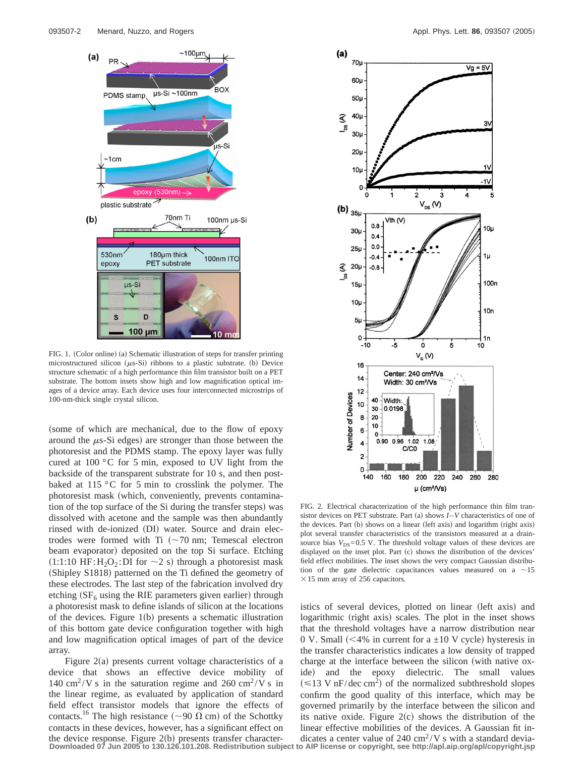FIG. 1. (Color online) (a) Schematic illustration of steps for transfer printing microstructured silicon ($\mu$s-Si) ribbons to a plastic substrate. (b) Device structure schematic of a high performance thin film transistor built on a PET substrate. The bottom insets show high and low magnification optical images of a device array. Each device uses four interconnected microstrips of 100-nm-thick single crystal silicon.

(some of which are mechanical, due to the flow of epoxy around the $\mu$s-Si edges) are stronger than those between the photoresist and the PDMS stamp. The epoxy layer was fully cured at 100 °C for 5 min, exposed to UV light from the backside of the transparent substrate for 10 s, and then post-baked at 115 °C for 5 min to crosslink the polymer. The photoresist mask (which, conveniently, prevents contamination of the top surface of the Si during the transfer steps) was dissolved with acetone and the sample was then abundantly rinsed with de-ionized (DI) water. Source and drain electrodes were formed with Ti (~70 nm; Temescal electron beam evaporator) deposited on the top Si surface. Etching (1:1:10 HF:$H_2O_2$:DI for ~2 s) through a photoresist mask (Shipley S1818) patterned on the Ti defined the geometry of these electrodes. The last step of the fabrication involved dry etching ($SF_6$ using the RIE parameters given earlier) through a photoresist mask to define islands of silicon at the locations of the devices. Figure 1(b) presents a schematic illustration of this bottom gate device configuration together with high and low magnification optical images of part of the device array.

Figure 2(a) presents current voltage characteristics of a device that shows an effective device mobility of 140 $cm^2/V\,s$ in the saturation regime and 260 $cm^2/V\,s$ in the linear regime, as evaluated by application of standard field effect transistor models that ignore the effects of contacts.[16] The high resistance (~90 $\Omega$ cm) of the Schottky contacts in these devices, however, has a significant effect on the device response. Figure 2(b) presents transfer characteristics of several devices, plotted on linear (left axis) and logarithmic (right axis) scales. The plot in the inset shows that the threshold voltages have a narrow distribution near 0 V. Small (<4% in current for a ±10 V cycle) hysteresis in the transfer characteristics indicates a low density of trapped charge at the interface between the silicon (with native oxide) and the epoxy dielectric. The small values (≤13 V nF/dec $cm^2$) of the normalized subthreshold slopes confirm the good quality of this interface, which may be governed primarily by the interface between the silicon and its native oxide. Figure 2(c) shows the distribution of the linear effective mobilities of the devices. A Gaussian fit indicates a center value of 240 $cm^2/V\,s$ with a standard devia-

FIG. 2. Electrical characterization of the high performance thin film transistor devices on PET substrate. Part (a) shows $I$–$V$ characteristics of one of the devices. Part (b) shows on a linear (left axis) and logarithm (right axis) plot several transfer characteristics of the transistors measured at a drain-source bias $V_{DS}$=0.5 V. The threshold voltage values of these devices are displayed on the inset plot. Part (c) shows the distribution of the devices' field effect mobilities. The inset shows the very compact Gaussian distribution of the gate dielectric capacitances values measured on a ~15 ×15 mm array of 256 capacitors.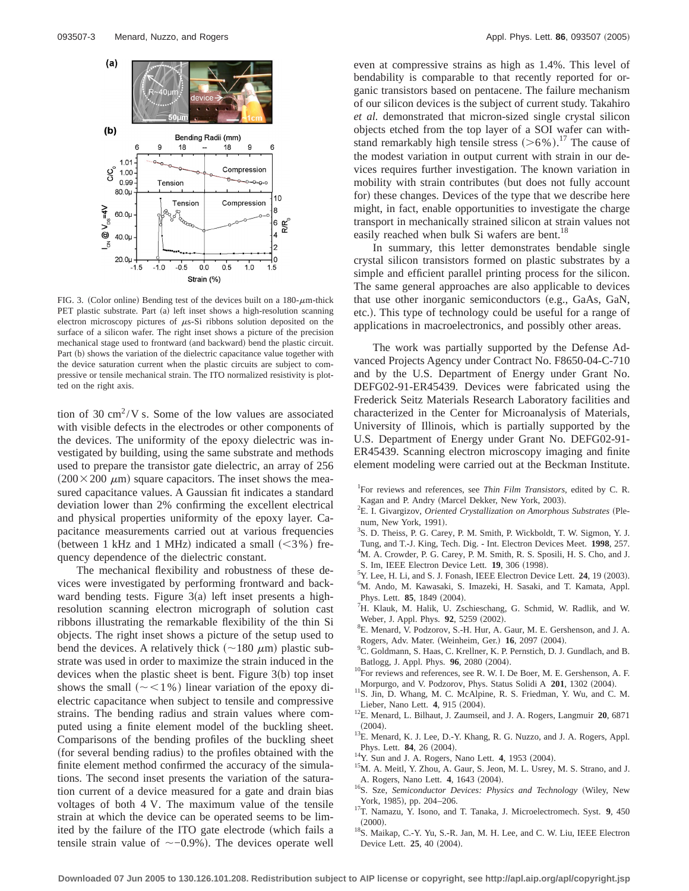(a)

R~40μm

device

50μm

1cm

(b)

Bending Radii (mm)

6 9 18 -- 18 9 6

C/C$_0$

1.01

1.00

0.99

Compression

Tension

80.0μ

60.0μ

40.0μ

20.0μ

I$_{ON}$ @ V$_{DS}$=4V

Tension

Compression

10

8

6

4

2

0

R/R$_0$

-1.5 -1.0 -0.5 0.0 0.5 1.0 1.5

Strain (%)

FIG. 3. (Color online) Bending test of the devices built on a 180-$\mu$m-thick PET plastic substrate. Part (a) left inset shows a high-resolution scanning electron microscopy pictures of $\mu$s-Si ribbons solution deposited on the surface of a silicon wafer. The right inset shows a picture of the precision mechanical stage used to frontward (and backward) bend the plastic circuit. Part (b) shows the variation of the dielectric capacitance value together with the device saturation current when the plastic circuits are subject to compressive or tensile mechanical strain. The ITO normalized resistivity is plotted on the right axis.

tion of 30 $cm^2/V\,s$. Some of the low values are associated with visible defects in the electrodes or other components of the devices. The uniformity of the epoxy dielectric was investigated by building, using the same substrate and methods used to prepare the transistor gate dielectric, an array of 256 $(200\times 200\ \mu m)$ square capacitors. The inset shows the measured capacitance values. A Gaussian fit indicates a standard deviation lower than 2% confirming the excellent electrical and physical properties uniformity of the epoxy layer. Capacitance measurements carried out at various frequencies (between 1 kHz and 1 MHz) indicated a small (<3%) frequency dependence of the dielectric constant.

The mechanical flexibility and robustness of these devices were investigated by performing frontward and backward bending tests. Figure 3(a) left inset presents a high-resolution scanning electron micrograph of solution cast ribbons illustrating the remarkable flexibility of the thin Si objects. The right inset shows a picture of the setup used to bend the devices. A relatively thick (~180 $\mu$m) plastic substrate was used in order to maximize the strain induced in the devices when the plastic sheet is bent. Figure 3(b) top inset shows the small (~<1%) linear variation of the epoxy dielectric capacitance when subject to tensile and compressive strains. The bending radius and strain values where computed using a finite element model of the buckling sheet. Comparisons of the bending profiles of the buckling sheet (for several bending radius) to the profiles obtained with the finite element method confirmed the accuracy of the simulations. The second inset presents the variation of the saturation current of a device measured for a gate and drain bias voltages of both 4 V. The maximum value of the tensile strain at which the device can be operated seems to be limited by the failure of the ITO gate electrode (which fails a tensile strain value of ~−0.9%). The devices operate well even at compressive strains as high as 1.4%. This level of bendability is comparable to that recently reported for organic transistors based on pentacene. The failure mechanism of our silicon devices is the subject of current study. Takahiro *et al.* demonstrated that micron-sized single crystal silicon objects etched from the top layer of a SOI wafer can withstand remarkably high tensile stress (>6%).[17] The cause of the modest variation in output current with strain in our devices requires further investigation. The known variation in mobility with strain contributes (but does not fully account for) these changes. Devices of the type that we describe here might, in fact, enable opportunities to investigate the charge transport in mechanically strained silicon at strain values not easily reached when bulk Si wafers are bent.[18]

In summary, this letter demonstrates bendable single crystal silicon transistors formed on plastic substrates by a simple and efficient parallel printing process for the silicon. The same general approaches are also applicable to devices that use other inorganic semiconductors (e.g., GaAs, GaN, etc.). This type of technology could be useful for a range of applications in macroelectronics, and possibly other areas.

The work was partially supported by the Defense Advanced Projects Agency under Contract No. F8650-04-C-710 and by the U.S. Department of Energy under Grant No. DEFG02-91-ER45439. Devices were fabricated using the Frederick Seitz Materials Research Laboratory facilities and characterized in the Center for Microanalysis of Materials, University of Illinois, which is partially supported by the U.S. Department of Energy under Grant No. DEFG02-91-ER45439. Scanning electron microscopy imaging and finite element modeling were carried out at the Beckman Institute.

[1] For reviews and references, see *Thin Film Transistors*, edited by C. R. Kagan and P. Andry (Marcel Dekker, New York, 2003).

[2] E. I. Givargizov, *Oriented Crystallization on Amorphous Substrates* (Plenum, New York, 1991).

[3] S. D. Theiss, P. G. Carey, P. M. Smith, P. Wickboldt, T. W. Sigmon, Y. J. Tung, and T.-J. King, Tech. Dig. - Int. Electron Devices Meet. **1998**, 257.

[4] M. A. Crowder, P. G. Carey, P. M. Smith, R. S. Sposili, H. S. Cho, and J. S. Im, IEEE Electron Device Lett. **19**, 306 (1998).

[5] Y. Lee, H. Li, and S. J. Fonash, IEEE Electron Device Lett. **24**, 19 (2003).

[6] M. Ando, M. Kawasaki, S. Imazeki, H. Sasaki, and T. Kamata, Appl. Phys. Lett. **85**, 1849 (2004).

[7] H. Klauk, M. Halik, U. Zschieschang, G. Schmid, W. Radlik, and W. Weber, J. Appl. Phys. **92**, 5259 (2002).

[8] E. Menard, V. Podzorov, S.-H. Hur, A. Gaur, M. E. Gershenson, and J. A. Rogers, Adv. Mater. (Weinheim, Ger.) **16**, 2097 (2004).

[9] C. Goldmann, S. Haas, C. Krellner, K. P. Pernstich, D. J. Gundlach, and B. Batlogg, J. Appl. Phys. **96**, 2080 (2004).

[10] For reviews and references, see R. W. I. De Boer, M. E. Gershenson, A. F. Morpurgo, and V. Podzorov, Phys. Status Solidi A **201**, 1302 (2004).

[11] S. Jin, D. Whang, M. C. McAlpine, R. S. Friedman, Y. Wu, and C. M. Lieber, Nano Lett. **4**, 915 (2004).

[12] E. Menard, L. Bilhaut, J. Zaumseil, and J. A. Rogers, Langmuir **20**, 6871 (2004).

[13] E. Menard, K. J. Lee, D.-Y. Khang, R. G. Nuzzo, and J. A. Rogers, Appl. Phys. Lett. **84**, 26 (2004).

[14] Y. Sun and J. A. Rogers, Nano Lett. **4**, 1953 (2004).

[15] M. A. Meitl, Y. Zhou, A. Gaur, S. Jeon, M. L. Usrey, M. S. Strano, and J. A. Rogers, Nano Lett. **4**, 1643 (2004).

[16] S. Sze, *Semiconductor Devices: Physics and Technology* (Wiley, New York, 1985), pp. 204–206.

[17] T. Namazu, Y. Isono, and T. Tanaka, J. Microelectromech. Syst. **9**, 450 (2000).

[18] S. Maikap, C.-Y. Yu, S.-R. Jan, M. H. Lee, and C. W. Liu, IEEE Electron Device Lett. **25**, 40 (2004).